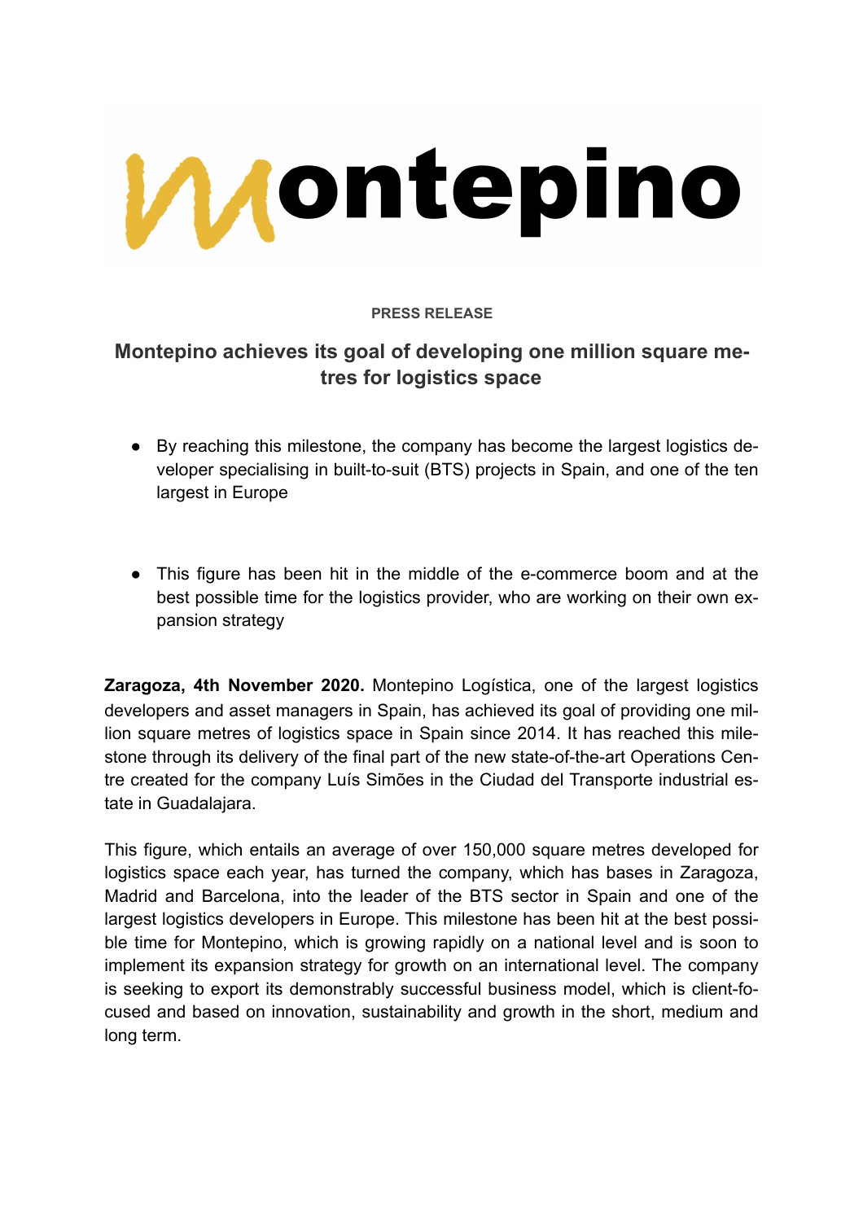Montepino

PRESS RELEASE

# Montepino achieves its goal of developing one million square metres for logistics space

- By reaching this milestone, the company has become the largest logistics developer specialising in built-to-suit (BTS) projects in Spain, and one of the ten largest in Europe

- This figure has been hit in the middle of the e-commerce boom and at the best possible time for the logistics provider, who are working on their own expansion strategy

**Zaragoza, 4th November 2020.** Montepino Logística, one of the largest logistics developers and asset managers in Spain, has achieved its goal of providing one million square metres of logistics space in Spain since 2014. It has reached this milestone through its delivery of the final part of the new state-of-the-art Operations Centre created for the company Luís Simões in the Ciudad del Transporte industrial estate in Guadalajara.

This figure, which entails an average of over 150,000 square metres developed for logistics space each year, has turned the company, which has bases in Zaragoza, Madrid and Barcelona, into the leader of the BTS sector in Spain and one of the largest logistics developers in Europe. This milestone has been hit at the best possible time for Montepino, which is growing rapidly on a national level and is soon to implement its expansion strategy for growth on an international level. The company is seeking to export its demonstrably successful business model, which is client-focused and based on innovation, sustainability and growth in the short, medium and long term.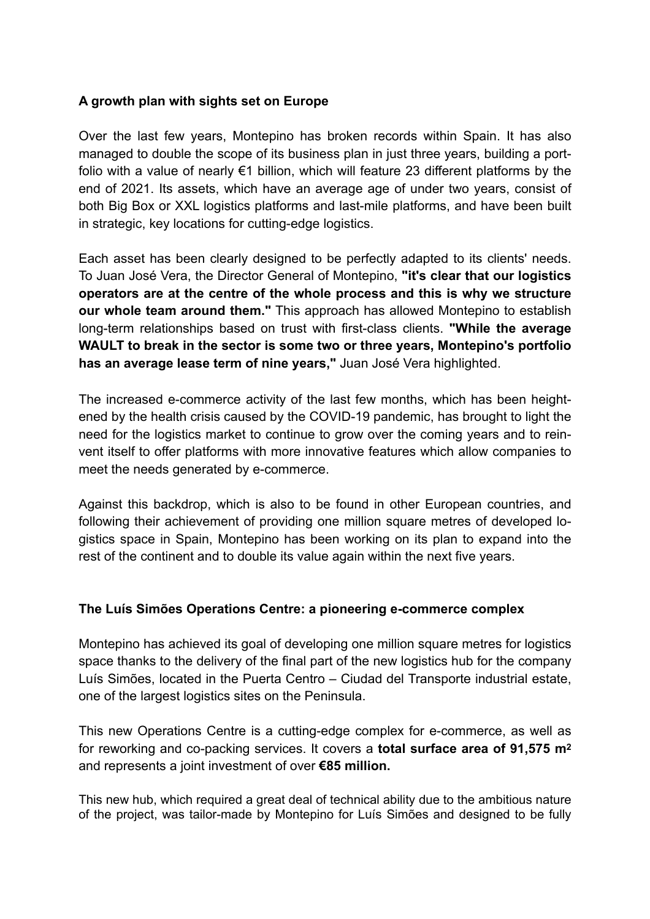**A growth plan with sights set on Europe**

Over the last few years, Montepino has broken records within Spain. It has also managed to double the scope of its business plan in just three years, building a portfolio with a value of nearly €1 billion, which will feature 23 different platforms by the end of 2021. Its assets, which have an average age of under two years, consist of both Big Box or XXL logistics platforms and last-mile platforms, and have been built in strategic, key locations for cutting-edge logistics.

Each asset has been clearly designed to be perfectly adapted to its clients' needs. To Juan José Vera, the Director General of Montepino, **"it's clear that our logistics operators are at the centre of the whole process and this is why we structure our whole team around them."** This approach has allowed Montepino to establish long-term relationships based on trust with first-class clients. **"While the average WAULT to break in the sector is some two or three years, Montepino's portfolio has an average lease term of nine years,"** Juan José Vera highlighted.

The increased e-commerce activity of the last few months, which has been heightened by the health crisis caused by the COVID-19 pandemic, has brought to light the need for the logistics market to continue to grow over the coming years and to reinvent itself to offer platforms with more innovative features which allow companies to meet the needs generated by e-commerce.

Against this backdrop, which is also to be found in other European countries, and following their achievement of providing one million square metres of developed logistics space in Spain, Montepino has been working on its plan to expand into the rest of the continent and to double its value again within the next five years.

**The Luís Simões Operations Centre: a pioneering e-commerce complex**

Montepino has achieved its goal of developing one million square metres for logistics space thanks to the delivery of the final part of the new logistics hub for the company Luís Simões, located in the Puerta Centro – Ciudad del Transporte industrial estate, one of the largest logistics sites on the Peninsula.

This new Operations Centre is a cutting-edge complex for e-commerce, as well as for reworking and co-packing services. It covers a **total surface area of 91,575 m²** and represents a joint investment of over **€85 million.**

This new hub, which required a great deal of technical ability due to the ambitious nature of the project, was tailor-made by Montepino for Luís Simões and designed to be fully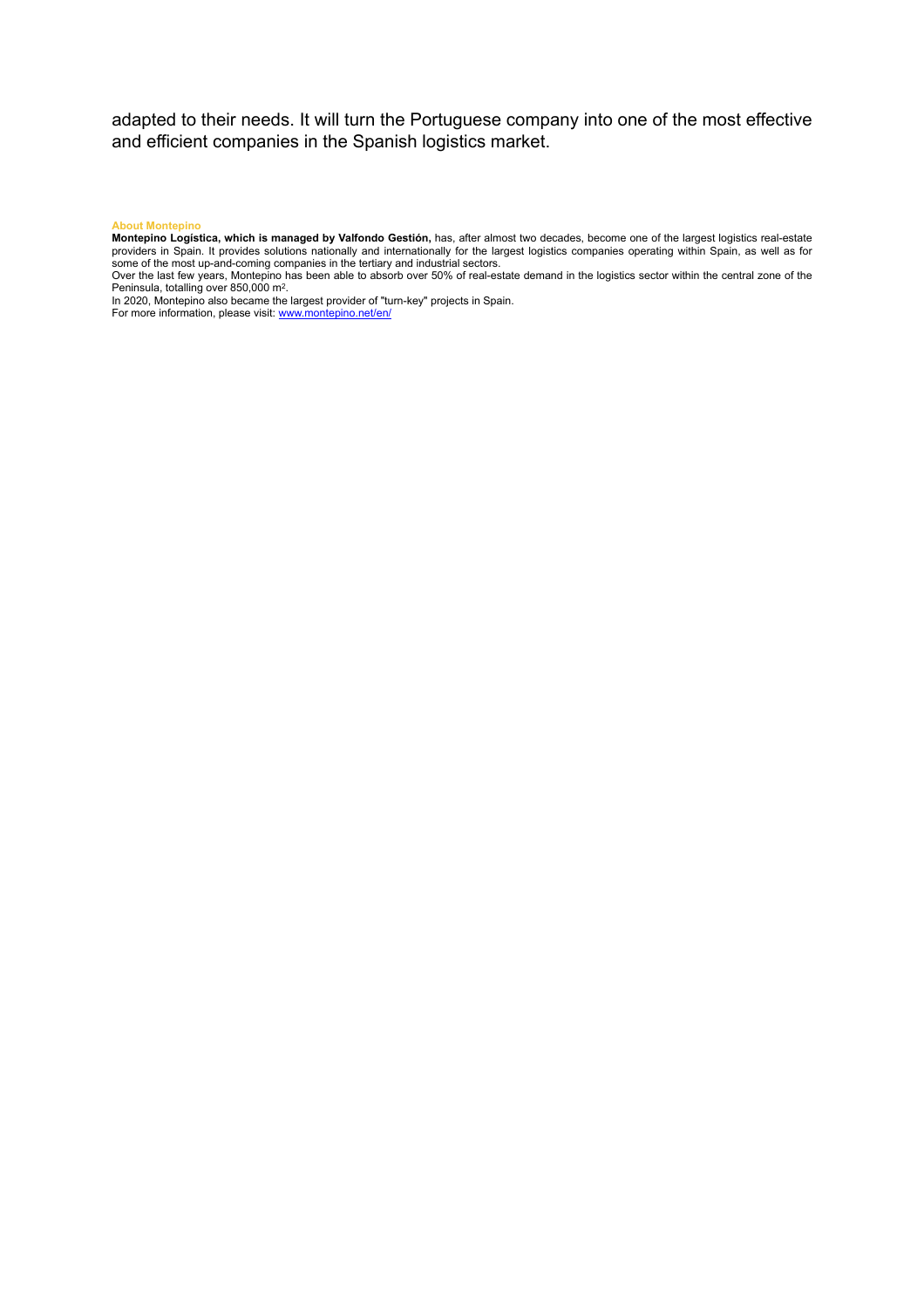adapted to their needs. It will turn the Portuguese company into one of the most effective and efficient companies in the Spanish logistics market.

**About Montepino**

**Montepino Logística, which is managed by Valfondo Gestión,** has, after almost two decades, become one of the largest logistics real-estate providers in Spain. It provides solutions nationally and internationally for the largest logistics companies operating within Spain, as well as for some of the most up-and-coming companies in the tertiary and industrial sectors.

Over the last few years, Montepino has been able to absorb over 50% of real-estate demand in the logistics sector within the central zone of the Peninsula, totalling over 850,000 m$^2$.

In 2020, Montepino also became the largest provider of "turn-key" projects in Spain.

For more information, please visit: [www.montepino.net/en/](www.montepino.net/en/)